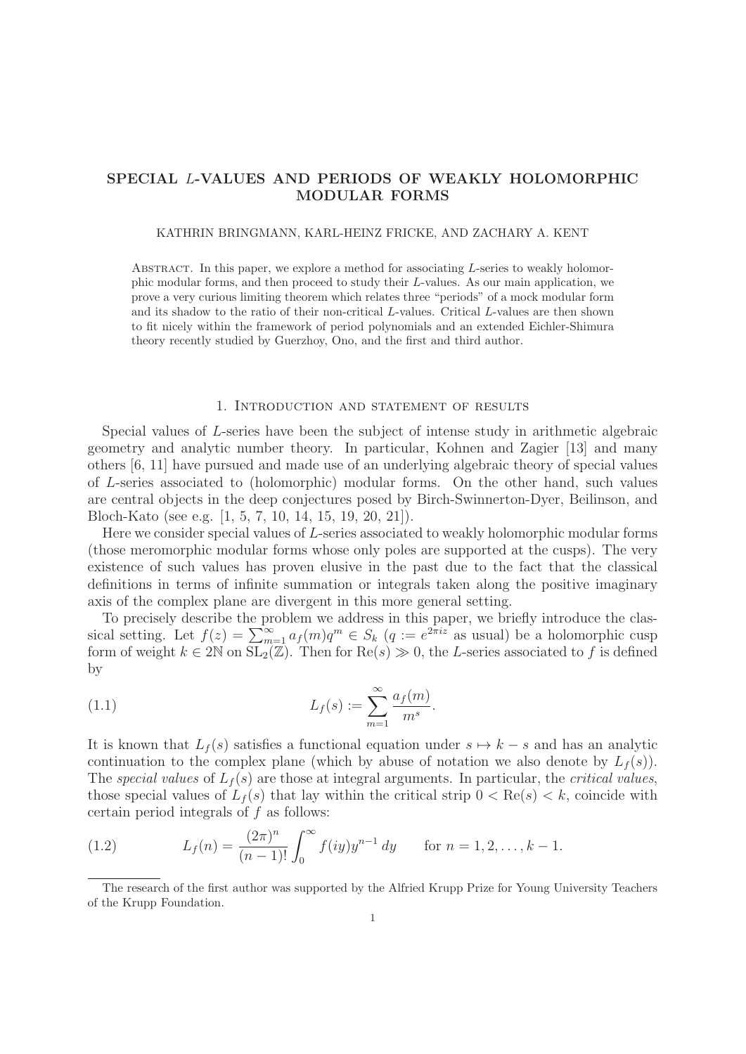# SPECIAL $L$-VALUES AND PERIODS OF WEAKLY HOLOMORPHIC MODULAR FORMS

KATHRIN BRINGMANN, KARL-HEINZ FRICKE, AND ZACHARY A. KENT

Abstract. In this paper, we explore a method for associating $L$-series to weakly holomorphic modular forms, and then proceed to study their $L$-values. As our main application, we prove a very curious limiting theorem which relates three "periods" of a mock modular form and its shadow to the ratio of their non-critical $L$-values. Critical $L$-values are then shown to fit nicely within the framework of period polynomials and an extended Eichler-Shimura theory recently studied by Guerzhoy, Ono, and the first and third author.

## 1. Introduction and statement of results

Special values of $L$-series have been the subject of intense study in arithmetic algebraic geometry and analytic number theory. In particular, Kohnen and Zagier [13] and many others [6, 11] have pursued and made use of an underlying algebraic theory of special values of $L$-series associated to (holomorphic) modular forms. On the other hand, such values are central objects in the deep conjectures posed by Birch-Swinnerton-Dyer, Beilinson, and Bloch-Kato (see e.g. [1, 5, 7, 10, 14, 15, 19, 20, 21]).

Here we consider special values of $L$-series associated to weakly holomorphic modular forms (those meromorphic modular forms whose only poles are supported at the cusps). The very existence of such values has proven elusive in the past due to the fact that the classical definitions in terms of infinite summation or integrals taken along the positive imaginary axis of the complex plane are divergent in this more general setting.

To precisely describe the problem we address in this paper, we briefly introduce the classical setting. Let $f(z) = \sum_{m=1}^{\infty} a_f(m)q^m \in S_k$ ($q := e^{2\pi i z}$ as usual) be a holomorphic cusp form of weight $k \in 2\mathbb{N}$ on $\mathrm{SL}_2(\mathbb{Z})$. Then for $\mathrm{Re}(s) \gg 0$, the $L$-series associated to $f$ is defined by

$$L_f(s) := \sum_{m=1}^{\infty} \frac{a_f(m)}{m^s}. \tag{1.1}$$

It is known that $L_f(s)$ satisfies a functional equation under $s \mapsto k-s$ and has an analytic continuation to the complex plane (which by abuse of notation we also denote by $L_f(s)$). The *special values* of $L_f(s)$ are those at integral arguments. In particular, the *critical values*, those special values of $L_f(s)$ that lay within the critical strip $0 < \mathrm{Re}(s) < k$, coincide with certain period integrals of $f$ as follows:

$$L_f(n) = \frac{(2\pi)^n}{(n-1)!} \int_0^{\infty} f(iy) y^{n-1}\, dy \qquad \text{for } n = 1, 2, \ldots, k-1. \tag{1.2}$$

The research of the first author was supported by the Alfried Krupp Prize for Young University Teachers of the Krupp Foundation.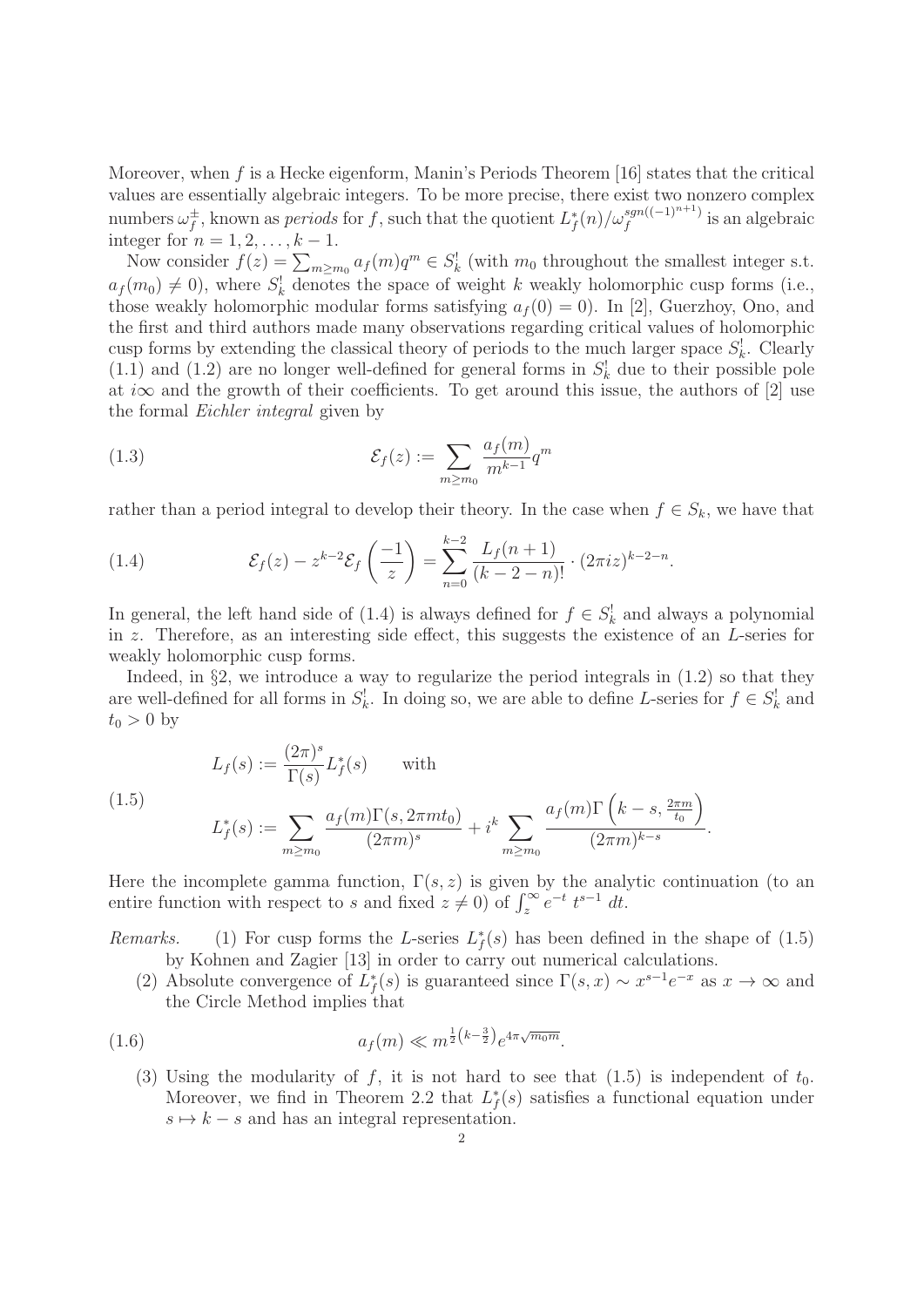Moreover, when $f$ is a Hecke eigenform, Manin's Periods Theorem [16] states that the critical values are essentially algebraic integers. To be more precise, there exist two nonzero complex numbers $\omega_f^{\pm}$, known as *periods* for $f$, such that the quotient $L_f^*(n)/\omega_f^{sgn((-1)^{n+1})}$ is an algebraic integer for $n = 1, 2, \ldots, k-1$.

Now consider $f(z) = \sum_{m \geq m_0} a_f(m) q^m \in S_k^!$ (with $m_0$ throughout the smallest integer s.t. $a_f(m_0) \neq 0$), where $S_k^!$ denotes the space of weight $k$ weakly holomorphic cusp forms (i.e., those weakly holomorphic modular forms satisfying $a_f(0) = 0$). In [2], Guerzhoy, Ono, and the first and third authors made many observations regarding critical values of holomorphic cusp forms by extending the classical theory of periods to the much larger space $S_k^!$. Clearly (1.1) and (1.2) are no longer well-defined for general forms in $S_k^!$ due to their possible pole at $i\infty$ and the growth of their coefficients. To get around this issue, the authors of [2] use the formal *Eichler integral* given by

$$\mathcal{E}_f(z) := \sum_{m \geq m_0} \frac{a_f(m)}{m^{k-1}} q^m \tag{1.3}$$

rather than a period integral to develop their theory. In the case when $f \in S_k$, we have that

$$\mathcal{E}_f(z) - z^{k-2} \mathcal{E}_f\left(\frac{-1}{z}\right) = \sum_{n=0}^{k-2} \frac{L_f(n+1)}{(k-2-n)!} \cdot (2\pi i z)^{k-2-n}. \tag{1.4}$$

In general, the left hand side of (1.4) is always defined for $f \in S_k^!$ and always a polynomial in $z$. Therefore, as an interesting side effect, this suggests the existence of an $L$-series for weakly holomorphic cusp forms.

Indeed, in §2, we introduce a way to regularize the period integrals in (1.2) so that they are well-defined for all forms in $S_k^!$. In doing so, we are able to define $L$-series for $f \in S_k^!$ and $t_0 > 0$ by

$$\begin{aligned} L_f(s) &:= \frac{(2\pi)^s}{\Gamma(s)} L_f^*(s) \qquad \text{with} \\ L_f^*(s) &:= \sum_{m \geq m_0} \frac{a_f(m) \Gamma(s, 2\pi m t_0)}{(2\pi m)^s} + i^k \sum_{m \geq m_0} \frac{a_f(m) \Gamma\left(k-s, \frac{2\pi m}{t_0}\right)}{(2\pi m)^{k-s}}. \end{aligned} \tag{1.5}$$

Here the incomplete gamma function, $\Gamma(s, z)$ is given by the analytic continuation (to an entire function with respect to $s$ and fixed $z \neq 0$) of $\int_z^\infty e^{-t} t^{s-1} \, dt$.

*Remarks.*

(1) For cusp forms the $L$-series $L_f^*(s)$ has been defined in the shape of (1.5) by Kohnen and Zagier [13] in order to carry out numerical calculations.

(2) Absolute convergence of $L_f^*(s)$ is guaranteed since $\Gamma(s, x) \sim x^{s-1} e^{-x}$ as $x \to \infty$ and the Circle Method implies that

$$a_f(m) \ll m^{\frac{1}{2}\left(k - \frac{3}{2}\right)} e^{4\pi \sqrt{m_0 m}}. \tag{1.6}$$

(3) Using the modularity of $f$, it is not hard to see that (1.5) is independent of $t_0$. Moreover, we find in Theorem 2.2 that $L_f^*(s)$ satisfies a functional equation under $s \mapsto k - s$ and has an integral representation.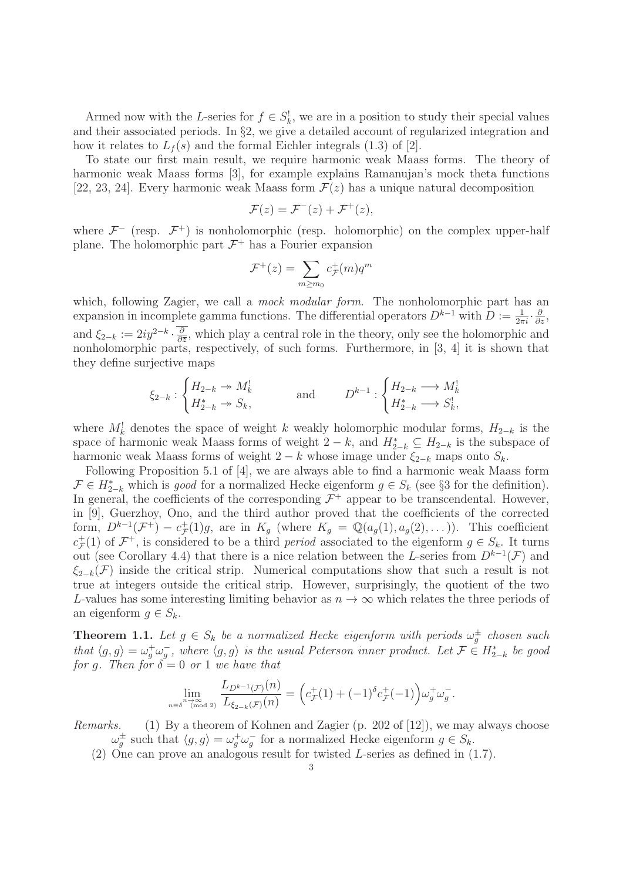Armed now with the $L$-series for $f \in S_k^!$, we are in a position to study their special values and their associated periods. In §2, we give a detailed account of regularized integration and how it relates to $L_f(s)$ and the formal Eichler integrals (1.3) of [2].

To state our first main result, we require harmonic weak Maass forms. The theory of harmonic weak Maass forms [3], for example explains Ramanujan's mock theta functions [22, 23, 24]. Every harmonic weak Maass form $\mathcal{F}(z)$ has a unique natural decomposition

$$\mathcal{F}(z) = \mathcal{F}^-(z) + \mathcal{F}^+(z),$$

where $\mathcal{F}^-$ (resp. $\mathcal{F}^+$) is nonholomorphic (resp. holomorphic) on the complex upper-half plane. The holomorphic part $\mathcal{F}^+$ has a Fourier expansion

$$\mathcal{F}^+(z) = \sum_{m \geq m_0} c_{\mathcal{F}}^+(m) q^m$$

which, following Zagier, we call a *mock modular form*. The nonholomorphic part has an expansion in incomplete gamma functions. The differential operators $D^{k-1}$ with $D := \frac{1}{2\pi i} \cdot \frac{\partial}{\partial z}$, and $\xi_{2-k} := 2iy^{2-k} \cdot \overline{\frac{\partial}{\partial \bar{z}}}$, which play a central role in the theory, only see the holomorphic and nonholomorphic parts, respectively, of such forms. Furthermore, in [3, 4] it is shown that they define surjective maps

$$\xi_{2-k} : \begin{cases} H_{2-k} \twoheadrightarrow M_k^! \\ H_{2-k}^* \twoheadrightarrow S_k, \end{cases} \qquad \text{and} \qquad D^{k-1} : \begin{cases} H_{2-k} \longrightarrow M_k^! \\ H_{2-k}^* \longrightarrow S_k^!, \end{cases}$$

where $M_k^!$ denotes the space of weight $k$ weakly holomorphic modular forms, $H_{2-k}$ is the space of harmonic weak Maass forms of weight $2-k$, and $H_{2-k}^* \subseteq H_{2-k}$ is the subspace of harmonic weak Maass forms of weight $2-k$ whose image under $\xi_{2-k}$ maps onto $S_k$.

Following Proposition 5.1 of [4], we are always able to find a harmonic weak Maass form $\mathcal{F} \in H_{2-k}^*$ which is *good* for a normalized Hecke eigenform $g \in S_k$ (see §3 for the definition). In general, the coefficients of the corresponding $\mathcal{F}^+$ appear to be transcendental. However, in [9], Guerzhoy, Ono, and the third author proved that the coefficients of the corrected form, $D^{k-1}(\mathcal{F}^+) - c_{\mathcal{F}}^+(1)g$, are in $K_g$ (where $K_g = \mathbb{Q}(a_g(1), a_g(2), \dots)$). This coefficient $c_{\mathcal{F}}^+(1)$ of $\mathcal{F}^+$, is considered to be a third *period* associated to the eigenform $g \in S_k$. It turns out (see Corollary 4.4) that there is a nice relation between the $L$-series from $D^{k-1}(\mathcal{F})$ and $\xi_{2-k}(\mathcal{F})$ inside the critical strip. Numerical computations show that such a result is not true at integers outside the critical strip. However, surprisingly, the quotient of the two $L$-values has some interesting limiting behavior as $n \to \infty$ which relates the three periods of an eigenform $g \in S_k$.

**Theorem 1.1.** *Let $g \in S_k$ be a normalized Hecke eigenform with periods $\omega_g^\pm$ chosen such that $\langle g, g \rangle = \omega_g^+ \omega_g^-$, where $\langle g, g \rangle$ is the usual Peterson inner product. Let $\mathcal{F} \in H_{2-k}^*$ be good for $g$. Then for $\delta = 0$ or $1$ we have that*

$$\lim_{\substack{n \to \infty \\ n \equiv \delta \pmod{2}}} \frac{L_{D^{k-1}(\mathcal{F})}(n)}{L_{\xi_{2-k}(\mathcal{F})}(n)} = \Big( c_{\mathcal{F}}^+(1) + (-1)^\delta c_{\mathcal{F}}^+(-1) \Big) \omega_g^+ \omega_g^-.$$

*Remarks.* (1) By a theorem of Kohnen and Zagier (p. 202 of [12]), we may always choose $\omega_g^\pm$ such that $\langle g, g \rangle = \omega_g^+ \omega_g^-$ for a normalized Hecke eigenform $g \in S_k$.

(2) One can prove an analogous result for twisted $L$-series as defined in (1.7).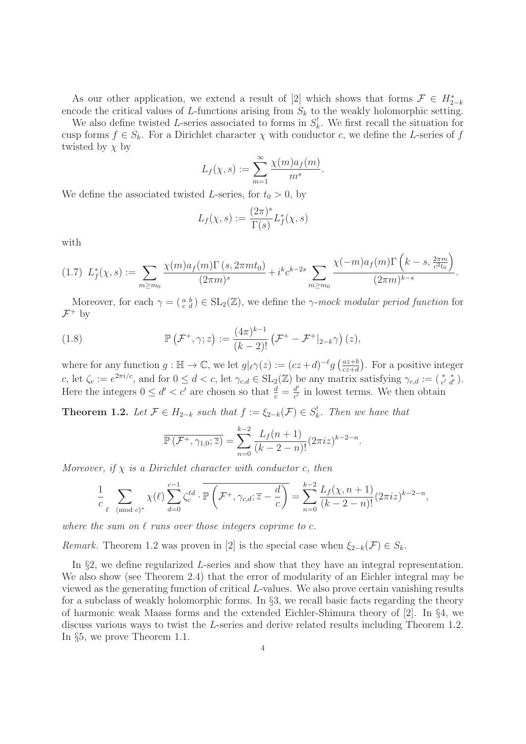As our other application, we extend a result of [2] which shows that forms $\mathcal{F} \in H_{2-k}^*$ encode the critical values of $L$-functions arising from $S_k$ to the weakly holomorphic setting.

We also define twisted $L$-series associated to forms in $S_k^!$. We first recall the situation for cusp forms $f \in S_k$. For a Dirichlet character $\chi$ with conductor $c$, we define the $L$-series of $f$ twisted by $\chi$ by

$$L_f(\chi, s) := \sum_{m=1}^{\infty} \frac{\chi(m) a_f(m)}{m^s}.$$

We define the associated twisted $L$-series, for $t_0 > 0$, by

$$L_f(\chi, s) := \frac{(2\pi)^s}{\Gamma(s)} L_f^*(\chi, s)$$

with

$$(1.7)\ \ L_f^*(\chi, s) := \sum_{m \geq m_0} \frac{\chi(m) a_f(m) \Gamma(s, 2\pi m t_0)}{(2\pi m)^s} + i^k c^{k-2s} \sum_{m \geq m_0} \frac{\chi(-m) a_f(m) \Gamma\left(k - s, \frac{2\pi m}{c^2 t_0}\right)}{(2\pi m)^{k-s}}.$$

Moreover, for each $\gamma = \left(\begin{smallmatrix} a & b \\ c & d \end{smallmatrix}\right) \in \mathrm{SL}_2(\mathbb{Z})$, we define the *$\gamma$-mock modular period function* for $\mathcal{F}^+$ by

$$\mathbb{P}\left(\mathcal{F}^+, \gamma; z\right) := \frac{(4\pi)^{k-1}}{(k-2)!} \left(\mathcal{F}^+ - \mathcal{F}^+|_{2-k}\gamma\right)(z), \tag{1.8}$$

where for any function $g : \mathbb{H} \to \mathbb{C}$, we let $g|_\ell \gamma(z) := (cz+d)^{-\ell} g\left(\frac{az+b}{cz+d}\right)$. For a positive integer $c$, let $\zeta_c := e^{2\pi i/c}$, and for $0 \leq d < c$, let $\gamma_{c,d} \in \mathrm{SL}_2(\mathbb{Z})$ be any matrix satisfying $\gamma_{c,d} := \left(\begin{smallmatrix} * & * \\ c' & d' \end{smallmatrix}\right)$. Here the integers $0 \leq d' < c'$ are chosen so that $\frac{d}{c} = \frac{d'}{c'}$ in lowest terms. We then obtain

**Theorem 1.2.** *Let $\mathcal{F} \in H_{2-k}$ such that $f := \xi_{2-k}(\mathcal{F}) \in S_k^!$. Then we have that*

$$\overline{\mathbb{P}\left(\mathcal{F}^+, \gamma_{1,0}; \overline{z}\right)} = \sum_{n=0}^{k-2} \frac{L_f(n+1)}{(k-2-n)!} (2\pi i z)^{k-2-n}.$$

*Moreover, if $\chi$ is a Dirichlet character with conductor $c$, then*

$$\frac{1}{c} \sum_{\ell \pmod{c}^*} \chi(\ell) \sum_{d=0}^{c-1} \zeta_c^{\ell d} \cdot \overline{\mathbb{P}\left(\mathcal{F}^+, \gamma_{c,d}; \overline{z} - \frac{d}{c}\right)} = \sum_{n=0}^{k-2} \frac{L_f(\chi, n+1)}{(k-2-n)!} (2\pi i z)^{k-2-n},$$

*where the sum on $\ell$ runs over those integers coprime to $c$.*

*Remark.* Theorem 1.2 was proven in [2] is the special case when $\xi_{2-k}(\mathcal{F}) \in S_k$.

In §2, we define regularized $L$-series and show that they have an integral representation. We also show (see Theorem 2.4) that the error of modularity of an Eichler integral may be viewed as the generating function of critical $L$-values. We also prove certain vanishing results for a subclass of weakly holomorphic forms. In §3, we recall basic facts regarding the theory of harmonic weak Maass forms and the extended Eichler-Shimura theory of [2]. In §4, we discuss various ways to twist the $L$-series and derive related results including Theorem 1.2. In §5, we prove Theorem 1.1.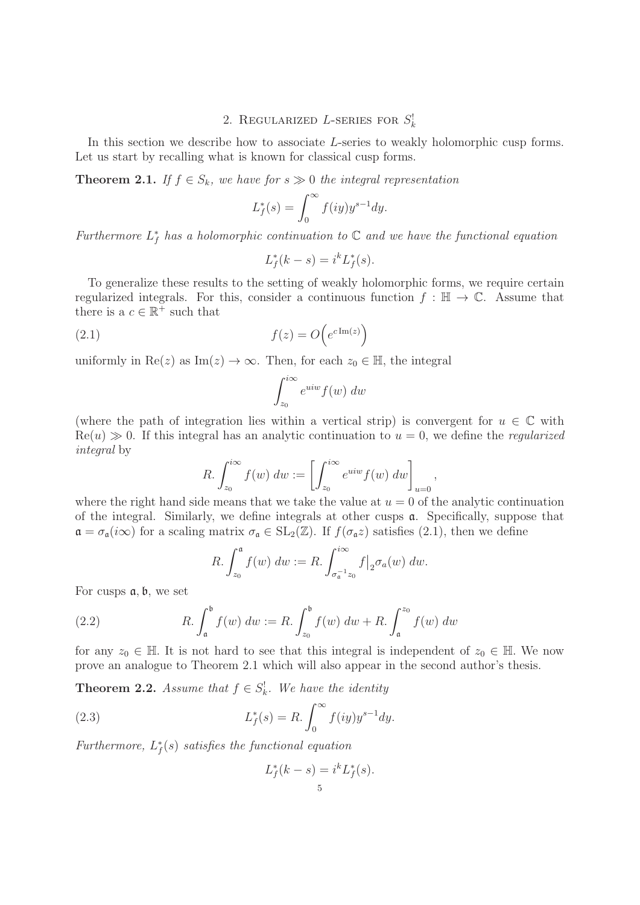## 2. Regularized $L$-series for $S_k^!$

In this section we describe how to associate $L$-series to weakly holomorphic cusp forms. Let us start by recalling what is known for classical cusp forms.

**Theorem 2.1.** *If $f \in S_k$, we have for $s \gg 0$ the integral representation*

$$L_f^*(s) = \int_0^\infty f(iy) y^{s-1} dy.$$

*Furthermore $L_f^*$ has a holomorphic continuation to $\mathbb{C}$ and we have the functional equation*

$$L_f^*(k-s) = i^k L_f^*(s).$$

To generalize these results to the setting of weakly holomorphic forms, we require certain regularized integrals. For this, consider a continuous function $f : \mathbb{H} \to \mathbb{C}$. Assume that there is a $c \in \mathbb{R}^+$ such that

$$f(z) = O\Big(e^{c\,\mathrm{Im}(z)}\Big) \tag{2.1}$$

uniformly in $\mathrm{Re}(z)$ as $\mathrm{Im}(z) \to \infty$. Then, for each $z_0 \in \mathbb{H}$, the integral

$$\int_{z_0}^{i\infty} e^{uiw} f(w)\, dw$$

(where the path of integration lies within a vertical strip) is convergent for $u \in \mathbb{C}$ with $\mathrm{Re}(u) \gg 0$. If this integral has an analytic continuation to $u = 0$, we define the *regularized integral* by

$$R.\int_{z_0}^{i\infty} f(w)\, dw := \left[\int_{z_0}^{i\infty} e^{uiw} f(w)\, dw\right]_{u=0},$$

where the right hand side means that we take the value at $u = 0$ of the analytic continuation of the integral. Similarly, we define integrals at other cusps $\mathfrak{a}$. Specifically, suppose that $\mathfrak{a} = \sigma_{\mathfrak{a}}(i\infty)$ for a scaling matrix $\sigma_{\mathfrak{a}} \in \mathrm{SL}_2(\mathbb{Z})$. If $f(\sigma_{\mathfrak{a}} z)$ satisfies (2.1), then we define

$$R.\int_{z_0}^{\mathfrak{a}} f(w)\, dw := R.\int_{\sigma_{\mathfrak{a}}^{-1} z_0}^{i\infty} f\big|_2 \sigma_a(w)\, dw.$$

For cusps $\mathfrak{a}, \mathfrak{b}$, we set

$$R.\int_{\mathfrak{a}}^{\mathfrak{b}} f(w)\, dw := R.\int_{z_0}^{\mathfrak{b}} f(w)\, dw + R.\int_{\mathfrak{a}}^{z_0} f(w)\, dw \tag{2.2}$$

for any $z_0 \in \mathbb{H}$. It is not hard to see that this integral is independent of $z_0 \in \mathbb{H}$. We now prove an analogue to Theorem 2.1 which will also appear in the second author's thesis.

**Theorem 2.2.** *Assume that $f \in S_k^!$. We have the identity*

$$L_f^*(s) = R.\int_0^\infty f(iy) y^{s-1} dy. \tag{2.3}$$

*Furthermore, $L_f^*(s)$ satisfies the functional equation*

$$L_f^*(k-s) = i^k L_f^*(s).$$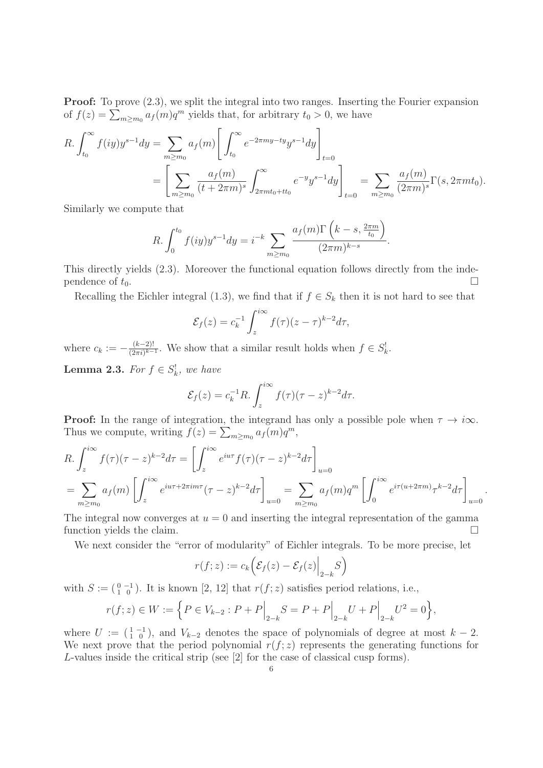**Proof:** To prove (2.3), we split the integral into two ranges. Inserting the Fourier expansion of $f(z) = \sum_{m \geq m_0} a_f(m) q^m$ yields that, for arbitrary $t_0 > 0$, we have

$$
\begin{aligned}
R. \int_{t_0}^{\infty} f(iy) y^{s-1} dy &= \sum_{m \geq m_0} a_f(m) \left[ \int_{t_0}^{\infty} e^{-2\pi m y - ty} y^{s-1} dy \right]_{t=0} \\
&= \left[ \sum_{m \geq m_0} \frac{a_f(m)}{(t + 2\pi m)^s} \int_{2\pi m t_0 + t t_0}^{\infty} e^{-y} y^{s-1} dy \right]_{t=0} = \sum_{m \geq m_0} \frac{a_f(m)}{(2\pi m)^s} \Gamma(s, 2\pi m t_0).
\end{aligned}
$$

Similarly we compute that

$$
R. \int_0^{t_0} f(iy) y^{s-1} dy = i^{-k} \sum_{m \geq m_0} \frac{a_f(m) \Gamma\left(k - s, \frac{2\pi m}{t_0}\right)}{(2\pi m)^{k-s}}.
$$

This directly yields (2.3). Moreover the functional equation follows directly from the independence of $t_0$. $\square$

Recalling the Eichler integral (1.3), we find that if $f \in S_k$ then it is not hard to see that

$$
\mathcal{E}_f(z) = c_k^{-1} \int_z^{i\infty} f(\tau)(z - \tau)^{k-2} d\tau,
$$

where $c_k := -\frac{(k-2)!}{(2\pi i)^{k-1}}$. We show that a similar result holds when $f \in S_k^!$.

**Lemma 2.3.** *For $f \in S_k^!$, we have*

$$
\mathcal{E}_f(z) = c_k^{-1} R. \int_z^{i\infty} f(\tau)(\tau - z)^{k-2} d\tau.
$$

**Proof:** In the range of integration, the integrand has only a possible pole when $\tau \to i\infty$. Thus we compute, writing $f(z) = \sum_{m \geq m_0} a_f(m) q^m$,

$$
\begin{aligned}
R. \int_z^{i\infty} f(\tau)(\tau - z)^{k-2} d\tau &= \left[ \int_z^{i\infty} e^{iu\tau} f(\tau)(\tau - z)^{k-2} d\tau \right]_{u=0} \\
= \sum_{m \geq m_0} a_f(m) \left[ \int_z^{i\infty} e^{iu\tau + 2\pi i m \tau} (\tau - z)^{k-2} d\tau \right]_{u=0} &= \sum_{m \geq m_0} a_f(m) q^m \left[ \int_0^{i\infty} e^{i\tau(u + 2\pi m)} \tau^{k-2} d\tau \right]_{u=0}.
\end{aligned}
$$

The integral now converges at $u = 0$ and inserting the integral representation of the gamma function yields the claim. $\square$

We next consider the "error of modularity" of Eichler integrals. To be more precise, let

$$
r(f; z) := c_k \Big( \mathcal{E}_f(z) - \mathcal{E}_f(z) \Big|_{2-k} S \Big)
$$

with $S := \left( \begin{smallmatrix} 0 & -1 \\ 1 & 0 \end{smallmatrix} \right)$. It is known [2, 12] that $r(f; z)$ satisfies period relations, i.e.,

$$
r(f; z) \in W := \Big\{ P \in V_{k-2} : P + P \Big|_{2-k} S = P + P \Big|_{2-k} U + P \Big|_{2-k} U^2 = 0 \Big\},
$$

where $U := \left( \begin{smallmatrix} 1 & -1 \\ 1 & 0 \end{smallmatrix} \right)$, and $V_{k-2}$ denotes the space of polynomials of degree at most $k - 2$. We next prove that the period polynomial $r(f; z)$ represents the generating functions for $L$-values inside the critical strip (see [2] for the case of classical cusp forms).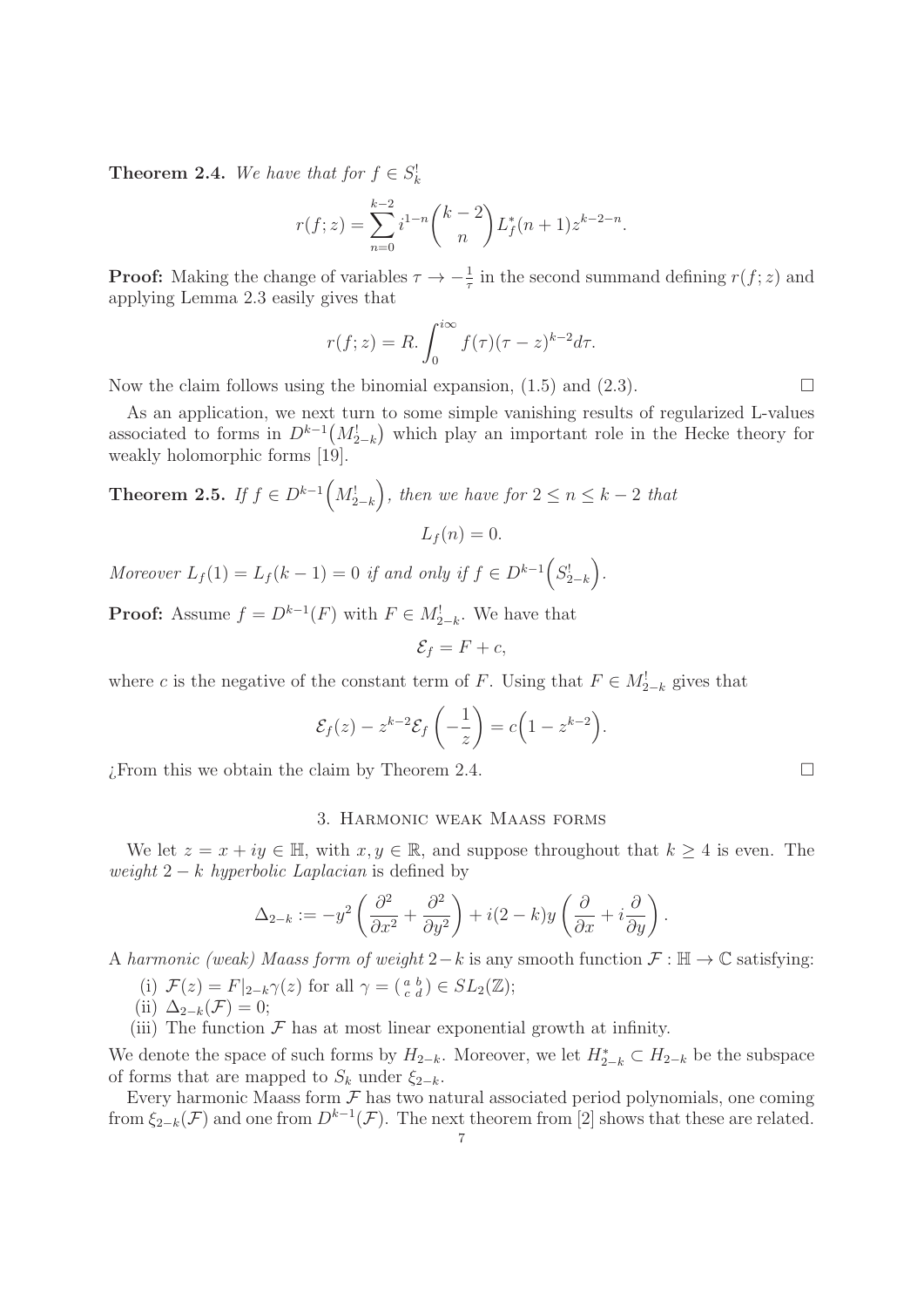**Theorem 2.4.** *We have that for $f \in S_k^!$*

$$r(f;z) = \sum_{n=0}^{k-2} i^{1-n} \binom{k-2}{n} L_f^*(n+1) z^{k-2-n}.$$

**Proof:** Making the change of variables $\tau \to -\frac{1}{\tau}$ in the second summand defining $r(f;z)$ and applying Lemma 2.3 easily gives that

$$r(f;z) = R.\int_0^{i\infty} f(\tau)(\tau - z)^{k-2} d\tau.$$

Now the claim follows using the binomial expansion, (1.5) and (2.3). $\square$

As an application, we next turn to some simple vanishing results of regularized L-values associated to forms in $D^{k-1}\big(M_{2-k}^!\big)$ which play an important role in the Hecke theory for weakly holomorphic forms [19].

**Theorem 2.5.** *If $f \in D^{k-1}\Big(M_{2-k}^!\Big)$, then we have for $2 \leq n \leq k-2$ that*

$$L_f(n) = 0.$$

*Moreover $L_f(1) = L_f(k-1) = 0$ if and only if $f \in D^{k-1}\Big(S_{2-k}^!\Big)$.*

**Proof:** Assume $f = D^{k-1}(F)$ with $F \in M_{2-k}^!$. We have that

$$\mathcal{E}_f = F + c,$$

where $c$ is the negative of the constant term of $F$. Using that $F \in M_{2-k}^!$ gives that

$$\mathcal{E}_f(z) - z^{k-2}\mathcal{E}_f\left(-\frac{1}{z}\right) = c\Big(1 - z^{k-2}\Big).$$

¿From this we obtain the claim by Theorem 2.4. $\square$

## 3. Harmonic weak Maass forms

We let $z = x + iy \in \mathbb{H}$, with $x, y \in \mathbb{R}$, and suppose throughout that $k \geq 4$ is even. The *weight $2-k$ hyperbolic Laplacian* is defined by

$$\Delta_{2-k} := -y^2\left(\frac{\partial^2}{\partial x^2} + \frac{\partial^2}{\partial y^2}\right) + i(2-k)y\left(\frac{\partial}{\partial x} + i\frac{\partial}{\partial y}\right).$$

A *harmonic (weak) Maass form of weight* $2-k$ is any smooth function $\mathcal{F} : \mathbb{H} \to \mathbb{C}$ satisfying:

(i) $\mathcal{F}(z) = F|_{2-k}\gamma(z)$ for all $\gamma = \left(\begin{smallmatrix} a & b \\ c & d \end{smallmatrix}\right) \in SL_2(\mathbb{Z})$;

(ii) $\Delta_{2-k}(\mathcal{F}) = 0$;

(iii) The function $\mathcal{F}$ has at most linear exponential growth at infinity.

We denote the space of such forms by $H_{2-k}$. Moreover, we let $H_{2-k}^* \subset H_{2-k}$ be the subspace of forms that are mapped to $S_k$ under $\xi_{2-k}$.

Every harmonic Maass form $\mathcal{F}$ has two natural associated period polynomials, one coming from $\xi_{2-k}(\mathcal{F})$ and one from $D^{k-1}(\mathcal{F})$. The next theorem from [2] shows that these are related.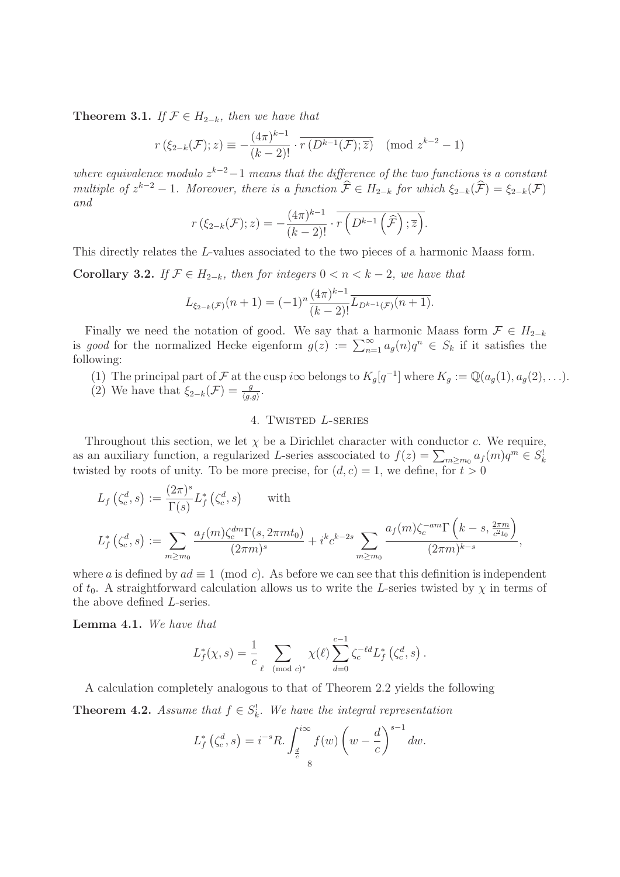**Theorem 3.1.** *If $\mathcal{F} \in H_{2-k}$, then we have that*

$$r\left(\xi_{2-k}(\mathcal{F}); z\right) \equiv -\frac{(4\pi)^{k-1}}{(k-2)!} \cdot \overline{r\left(D^{k-1}(\mathcal{F}); \overline{z}\right)} \pmod{z^{k-2}-1}$$

*where equivalence modulo $z^{k-2}-1$ means that the difference of the two functions is a constant multiple of $z^{k-2}-1$. Moreover, there is a function $\widehat{\mathcal{F}} \in H_{2-k}$ for which $\xi_{2-k}(\widehat{\mathcal{F}}) = \xi_{2-k}(\mathcal{F})$ and*

$$r\left(\xi_{2-k}(\mathcal{F}); z\right) = -\frac{(4\pi)^{k-1}}{(k-2)!} \cdot \overline{r\left(D^{k-1}\left(\widehat{\mathcal{F}}\right); \overline{z}\right)}.$$

This directly relates the $L$-values associated to the two pieces of a harmonic Maass form.

**Corollary 3.2.** *If $\mathcal{F} \in H_{2-k}$, then for integers $0 < n < k-2$, we have that*

$$L_{\xi_{2-k}(\mathcal{F})}(n+1) = (-1)^n \frac{(4\pi)^{k-1}}{(k-2)!} \overline{L_{D^{k-1}(\mathcal{F})}(n+1)}.$$

Finally we need the notation of good. We say that a harmonic Maass form $\mathcal{F} \in H_{2-k}$ is *good* for the normalized Hecke eigenform $g(z) := \sum_{n=1}^{\infty} a_g(n) q^n \in S_k$ if it satisfies the following:

(1) The principal part of $\mathcal{F}$ at the cusp $i\infty$ belongs to $K_g[q^{-1}]$ where $K_g := \mathbb{Q}(a_g(1), a_g(2), \ldots)$.
(2) We have that $\xi_{2-k}(\mathcal{F}) = \frac{g}{\langle g, g\rangle}$.

## 4. Twisted $L$-series

Throughout this section, we let $\chi$ be a Dirichlet character with conductor $c$. We require, as an auxiliary function, a regularized $L$-series asscociated to $f(z) = \sum_{m \geq m_0} a_f(m) q^m \in S_k^!$ twisted by roots of unity. To be more precise, for $(d, c) = 1$, we define, for $t > 0$

$$L_f\left(\zeta_c^d, s\right) := \frac{(2\pi)^s}{\Gamma(s)} L_f^*\left(\zeta_c^d, s\right) \qquad \text{with}$$

$$L_f^*\left(\zeta_c^d, s\right) := \sum_{m \geq m_0} \frac{a_f(m) \zeta_c^{dm} \Gamma(s, 2\pi m t_0)}{(2\pi m)^s} + i^k c^{k-2s} \sum_{m \geq m_0} \frac{a_f(m) \zeta_c^{-am} \Gamma\left(k-s, \frac{2\pi m}{c^2 t_0}\right)}{(2\pi m)^{k-s}},$$

where $a$ is defined by $ad \equiv 1 \pmod{c}$. As before we can see that this definition is independent of $t_0$. A straightforward calculation allows us to write the $L$-series twisted by $\chi$ in terms of the above defined $L$-series.

**Lemma 4.1.** *We have that*

$$L_f^*(\chi, s) = \frac{1}{c} \sum_{\ell \pmod{c}^*} \chi(\ell) \sum_{d=0}^{c-1} \zeta_c^{-\ell d} L_f^*\left(\zeta_c^d, s\right).$$

A calculation completely analogous to that of Theorem 2.2 yields the following

**Theorem 4.2.** *Assume that $f \in S_k^!$. We have the integral representation*

$$L_f^*\left(\zeta_c^d, s\right) = i^{-s} R. \int_{\frac{d}{c}}^{i\infty} f(w) \left(w - \frac{d}{c}\right)^{s-1} dw.$$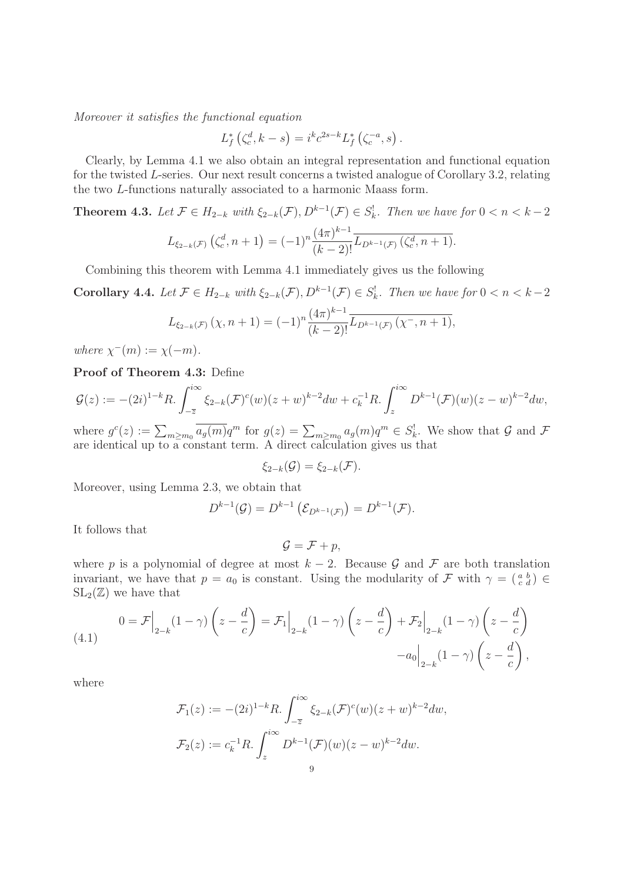*Moreover it satisfies the functional equation*

$$L_f^*\left(\zeta_c^d, k-s\right) = i^k c^{2s-k} L_f^*\left(\zeta_c^{-a}, s\right).$$

Clearly, by Lemma 4.1 we also obtain an integral representation and functional equation for the twisted $L$-series. Our next result concerns a twisted analogue of Corollary 3.2, relating the two $L$-functions naturally associated to a harmonic Maass form.

**Theorem 4.3.** *Let $\mathcal{F} \in H_{2-k}$ with $\xi_{2-k}(\mathcal{F}), D^{k-1}(\mathcal{F}) \in S_k^!$. Then we have for $0 < n < k-2$*

$$L_{\xi_{2-k}(\mathcal{F})}\left(\zeta_c^d, n+1\right) = (-1)^n \frac{(4\pi)^{k-1}}{(k-2)!} \overline{L_{D^{k-1}(\mathcal{F})}\left(\zeta_c^d, n+1\right)}.$$

Combining this theorem with Lemma 4.1 immediately gives us the following

**Corollary 4.4.** *Let $\mathcal{F} \in H_{2-k}$ with $\xi_{2-k}(\mathcal{F}), D^{k-1}(\mathcal{F}) \in S_k^!$. Then we have for $0 < n < k-2$*

$$L_{\xi_{2-k}(\mathcal{F})}\left(\chi, n+1\right) = (-1)^n \frac{(4\pi)^{k-1}}{(k-2)!} \overline{L_{D^{k-1}(\mathcal{F})}\left(\chi^{-}, n+1\right)},$$

*where $\chi^-(m) := \chi(-m)$.*

**Proof of Theorem 4.3:** Define

$$\mathcal{G}(z) := -(2i)^{1-k} R. \int_{-\overline{z}}^{i\infty} \xi_{2-k}(\mathcal{F})^c(w)(z+w)^{k-2} dw + c_k^{-1} R. \int_z^{i\infty} D^{k-1}(\mathcal{F})(w)(z-w)^{k-2} dw,$$

where $g^c(z) := \sum_{m \geq m_0} \overline{a_g(m)} q^m$ for $g(z) = \sum_{m \geq m_0} a_g(m) q^m \in S_k^!$. We show that $\mathcal{G}$ and $\mathcal{F}$ are identical up to a constant term. A direct calculation gives us that

$$\xi_{2-k}(\mathcal{G}) = \xi_{2-k}(\mathcal{F}).$$

Moreover, using Lemma 2.3, we obtain that

$$D^{k-1}(\mathcal{G}) = D^{k-1}\left(\mathcal{E}_{D^{k-1}(\mathcal{F})}\right) = D^{k-1}(\mathcal{F}).$$

It follows that

$$\mathcal{G} = \mathcal{F} + p,$$

where $p$ is a polynomial of degree at most $k-2$. Because $\mathcal{G}$ and $\mathcal{F}$ are both translation invariant, we have that $p = a_0$ is constant. Using the modularity of $\mathcal{F}$ with $\gamma = \left(\begin{smallmatrix} a & b \\ c & d \end{smallmatrix}\right) \in \mathrm{SL}_2(\mathbb{Z})$ we have that

$$\begin{aligned} 0 = \mathcal{F}\Big|_{2-k}(1-\gamma)\left(z - \frac{d}{c}\right) = \mathcal{F}_1\Big|_{2-k}(1-\gamma)\left(z - \frac{d}{c}\right) + \mathcal{F}_2\Big|_{2-k}(1-\gamma)\left(z - \frac{d}{c}\right) \\ - a_0\Big|_{2-k}(1-\gamma)\left(z - \frac{d}{c}\right), \end{aligned} \tag{4.1}$$

where

$$\mathcal{F}_1(z) := -(2i)^{1-k} R. \int_{-\overline{z}}^{i\infty} \xi_{2-k}(\mathcal{F})^c(w)(z+w)^{k-2} dw,$$

$$\mathcal{F}_2(z) := c_k^{-1} R. \int_z^{i\infty} D^{k-1}(\mathcal{F})(w)(z-w)^{k-2} dw.$$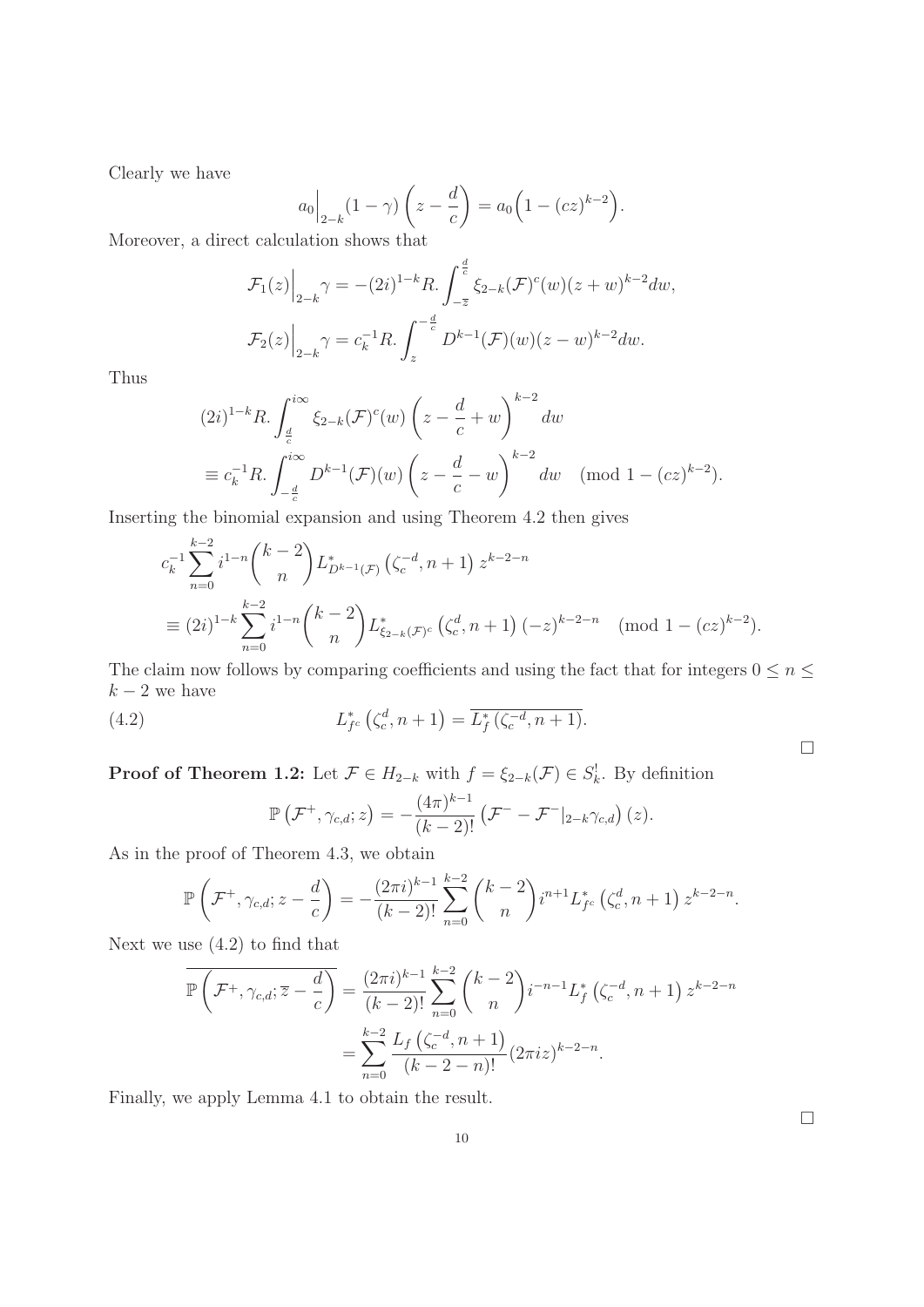Clearly we have

$$a_0\Big|_{2-k}(1-\gamma)\left(z-\frac{d}{c}\right)=a_0\Big(1-(cz)^{k-2}\Big).$$

Moreover, a direct calculation shows that

$$\mathcal{F}_1(z)\Big|_{2-k}\gamma=-(2i)^{1-k}R.\int_{-\overline{z}}^{\frac{d}{c}}\xi_{2-k}(\mathcal{F})^c(w)(z+w)^{k-2}dw,$$

$$\mathcal{F}_2(z)\Big|_{2-k}\gamma=c_k^{-1}R.\int_{z}^{-\frac{d}{c}}D^{k-1}(\mathcal{F})(w)(z-w)^{k-2}dw.$$

Thus

$$\begin{aligned}
&(2i)^{1-k}R.\int_{\frac{d}{c}}^{i\infty}\xi_{2-k}(\mathcal{F})^c(w)\left(z-\frac{d}{c}+w\right)^{k-2}dw\\
&\equiv c_k^{-1}R.\int_{-\frac{d}{c}}^{i\infty}D^{k-1}(\mathcal{F})(w)\left(z-\frac{d}{c}-w\right)^{k-2}dw \pmod{1-(cz)^{k-2}}.
\end{aligned}$$

Inserting the binomial expansion and using Theorem 4.2 then gives

$$\begin{aligned}
&c_k^{-1}\sum_{n=0}^{k-2}i^{1-n}\binom{k-2}{n}L^*_{D^{k-1}(\mathcal{F})}\left(\zeta_c^{-d},n+1\right)z^{k-2-n}\\
&\equiv (2i)^{1-k}\sum_{n=0}^{k-2}i^{1-n}\binom{k-2}{n}L^*_{\xi_{2-k}(\mathcal{F})^c}\left(\zeta_c^{d},n+1\right)(-z)^{k-2-n} \pmod{1-(cz)^{k-2}}.
\end{aligned}$$

The claim now follows by comparing coefficients and using the fact that for integers $0\le n\le k-2$ we have

$$L^*_{f^c}\left(\zeta_c^d,n+1\right)=\overline{L^*_f\left(\zeta_c^{-d},n+1\right)}. \tag{4.2}$$

□

**Proof of Theorem 1.2:** Let $\mathcal{F}\in H_{2-k}$ with $f=\xi_{2-k}(\mathcal{F})\in S_k^!$. By definition

$$\mathbb{P}\left(\mathcal{F}^+,\gamma_{c,d};z\right)=-\frac{(4\pi)^{k-1}}{(k-2)!}\left(\mathcal{F}^- - \mathcal{F}^-|_{2-k}\gamma_{c,d}\right)(z).$$

As in the proof of Theorem 4.3, we obtain

$$\mathbb{P}\left(\mathcal{F}^+,\gamma_{c,d};z-\frac{d}{c}\right)=-\frac{(2\pi i)^{k-1}}{(k-2)!}\sum_{n=0}^{k-2}\binom{k-2}{n}i^{n+1}L^*_{f^c}\left(\zeta_c^d,n+1\right)z^{k-2-n}.$$

Next we use (4.2) to find that

$$\begin{aligned}
\overline{\mathbb{P}\left(\mathcal{F}^+,\gamma_{c,d};\overline{z}-\frac{d}{c}\right)}&=\frac{(2\pi i)^{k-1}}{(k-2)!}\sum_{n=0}^{k-2}\binom{k-2}{n}i^{-n-1}L^*_f\left(\zeta_c^{-d},n+1\right)z^{k-2-n}\\
&=\sum_{n=0}^{k-2}\frac{L_f\left(\zeta_c^{-d},n+1\right)}{(k-2-n)!}(2\pi iz)^{k-2-n}.
\end{aligned}$$

Finally, we apply Lemma 4.1 to obtain the result.

□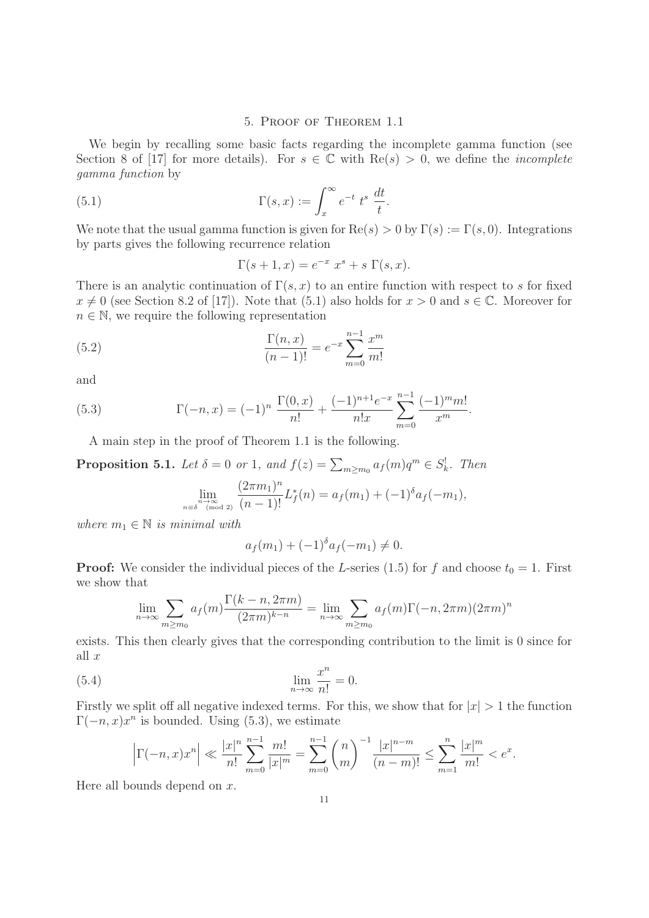## 5. Proof of Theorem 1.1

We begin by recalling some basic facts regarding the incomplete gamma function (see Section 8 of [17] for more details). For $s \in \mathbb{C}$ with $\mathrm{Re}(s) > 0$, we define the *incomplete gamma function* by

$$\Gamma(s,x) := \int_x^\infty e^{-t}\, t^s\, \frac{dt}{t}. \tag{5.1}$$

We note that the usual gamma function is given for $\mathrm{Re}(s) > 0$ by $\Gamma(s) := \Gamma(s,0)$. Integrations by parts gives the following recurrence relation

$$\Gamma(s+1,x) = e^{-x}\, x^s + s\, \Gamma(s,x).$$

There is an analytic continuation of $\Gamma(s,x)$ to an entire function with respect to $s$ for fixed $x \neq 0$ (see Section 8.2 of [17]). Note that (5.1) also holds for $x > 0$ and $s \in \mathbb{C}$. Moreover for $n \in \mathbb{N}$, we require the following representation

$$\frac{\Gamma(n,x)}{(n-1)!} = e^{-x} \sum_{m=0}^{n-1} \frac{x^m}{m!} \tag{5.2}$$

and

$$\Gamma(-n,x) = (-1)^n\, \frac{\Gamma(0,x)}{n!} + \frac{(-1)^{n+1} e^{-x}}{n! x} \sum_{m=0}^{n-1} \frac{(-1)^m m!}{x^m}. \tag{5.3}$$

A main step in the proof of Theorem 1.1 is the following.

**Proposition 5.1.** *Let $\delta = 0$ or $1$, and $f(z) = \sum_{m \geq m_0} a_f(m) q^m \in S_k^!$. Then*

$$\lim_{\substack{n \to \infty \\ n \equiv \delta \pmod 2}} \frac{(2\pi m_1)^n}{(n-1)!} L_f^*(n) = a_f(m_1) + (-1)^\delta a_f(-m_1),$$

*where $m_1 \in \mathbb{N}$ is minimal with*

$$a_f(m_1) + (-1)^\delta a_f(-m_1) \neq 0.$$

**Proof:** We consider the individual pieces of the $L$-series (1.5) for $f$ and choose $t_0 = 1$. First we show that

$$\lim_{n \to \infty} \sum_{m \geq m_0} a_f(m) \frac{\Gamma(k-n, 2\pi m)}{(2\pi m)^{k-n}} = \lim_{n \to \infty} \sum_{m \geq m_0} a_f(m) \Gamma(-n, 2\pi m)(2\pi m)^n$$

exists. This then clearly gives that the corresponding contribution to the limit is 0 since for all $x$

$$\lim_{n \to \infty} \frac{x^n}{n!} = 0. \tag{5.4}$$

Firstly we split off all negative indexed terms. For this, we show that for $|x| > 1$ the function $\Gamma(-n,x)x^n$ is bounded. Using (5.3), we estimate

$$\left|\Gamma(-n,x)x^n\right| \ll \frac{|x|^n}{n!} \sum_{m=0}^{n-1} \frac{m!}{|x|^m} = \sum_{m=0}^{n-1} \binom{n}{m}^{-1} \frac{|x|^{n-m}}{(n-m)!} \leq \sum_{m=1}^{n} \frac{|x|^m}{m!} < e^x.$$

Here all bounds depend on $x$.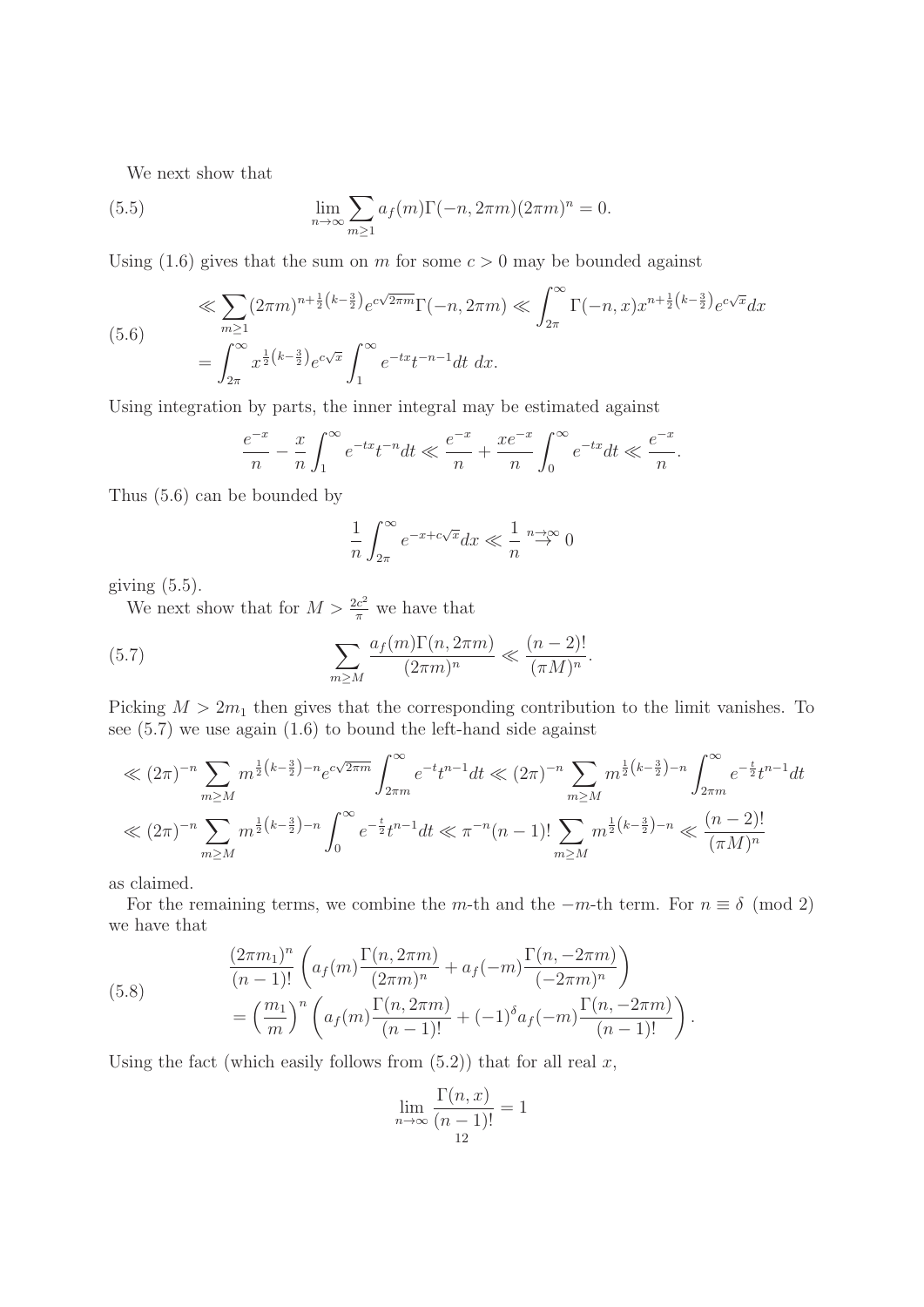We next show that

$$\lim_{n\to\infty} \sum_{m\geq 1} a_f(m)\Gamma(-n, 2\pi m)(2\pi m)^n = 0. \tag{5.5}$$

Using (1.6) gives that the sum on $m$ for some $c > 0$ may be bounded against

$$\begin{aligned}
&\ll \sum_{m\geq 1} (2\pi m)^{n+\frac{1}{2}\left(k-\frac{3}{2}\right)} e^{c\sqrt{2\pi m}} \Gamma(-n, 2\pi m) \ll \int_{2\pi}^{\infty} \Gamma(-n, x) x^{n+\frac{1}{2}\left(k-\frac{3}{2}\right)} e^{c\sqrt{x}} dx \\
&= \int_{2\pi}^{\infty} x^{\frac{1}{2}\left(k-\frac{3}{2}\right)} e^{c\sqrt{x}} \int_1^{\infty} e^{-tx} t^{-n-1} dt \; dx.
\end{aligned} \tag{5.6}$$

Using integration by parts, the inner integral may be estimated against

$$\frac{e^{-x}}{n} - \frac{x}{n}\int_1^{\infty} e^{-tx} t^{-n} dt \ll \frac{e^{-x}}{n} + \frac{xe^{-x}}{n}\int_0^{\infty} e^{-tx} dt \ll \frac{e^{-x}}{n}.$$

Thus (5.6) can be bounded by

$$\frac{1}{n}\int_{2\pi}^{\infty} e^{-x+c\sqrt{x}} dx \ll \frac{1}{n} \overset{n\to\infty}{\to} 0$$

giving (5.5).

We next show that for $M > \frac{2c^2}{\pi}$ we have that

$$\sum_{m\geq M} \frac{a_f(m)\Gamma(n, 2\pi m)}{(2\pi m)^n} \ll \frac{(n-2)!}{(\pi M)^n}. \tag{5.7}$$

Picking $M > 2m_1$ then gives that the corresponding contribution to the limit vanishes. To see (5.7) we use again (1.6) to bound the left-hand side against

$$\begin{aligned}
&\ll (2\pi)^{-n} \sum_{m\geq M} m^{\frac{1}{2}\left(k-\frac{3}{2}\right)-n} e^{c\sqrt{2\pi m}} \int_{2\pi m}^{\infty} e^{-t} t^{n-1} dt \ll (2\pi)^{-n} \sum_{m\geq M} m^{\frac{1}{2}\left(k-\frac{3}{2}\right)-n} \int_{2\pi m}^{\infty} e^{-\frac{t}{2}} t^{n-1} dt \\
&\ll (2\pi)^{-n} \sum_{m\geq M} m^{\frac{1}{2}\left(k-\frac{3}{2}\right)-n} \int_0^{\infty} e^{-\frac{t}{2}} t^{n-1} dt \ll \pi^{-n}(n-1)! \sum_{m\geq M} m^{\frac{1}{2}\left(k-\frac{3}{2}\right)-n} \ll \frac{(n-2)!}{(\pi M)^n}
\end{aligned}$$

as claimed.

For the remaining terms, we combine the $m$-th and the $-m$-th term. For $n \equiv \delta \pmod 2$ we have that

$$\begin{aligned}
&\frac{(2\pi m_1)^n}{(n-1)!}\left(a_f(m)\frac{\Gamma(n, 2\pi m)}{(2\pi m)^n} + a_f(-m)\frac{\Gamma(n, -2\pi m)}{(-2\pi m)^n}\right) \\
&= \left(\frac{m_1}{m}\right)^n \left(a_f(m)\frac{\Gamma(n, 2\pi m)}{(n-1)!} + (-1)^{\delta} a_f(-m)\frac{\Gamma(n, -2\pi m)}{(n-1)!}\right).
\end{aligned} \tag{5.8}$$

Using the fact (which easily follows from (5.2)) that for all real $x$,

$$\lim_{n\to\infty} \frac{\Gamma(n, x)}{(n-1)!} = 1$$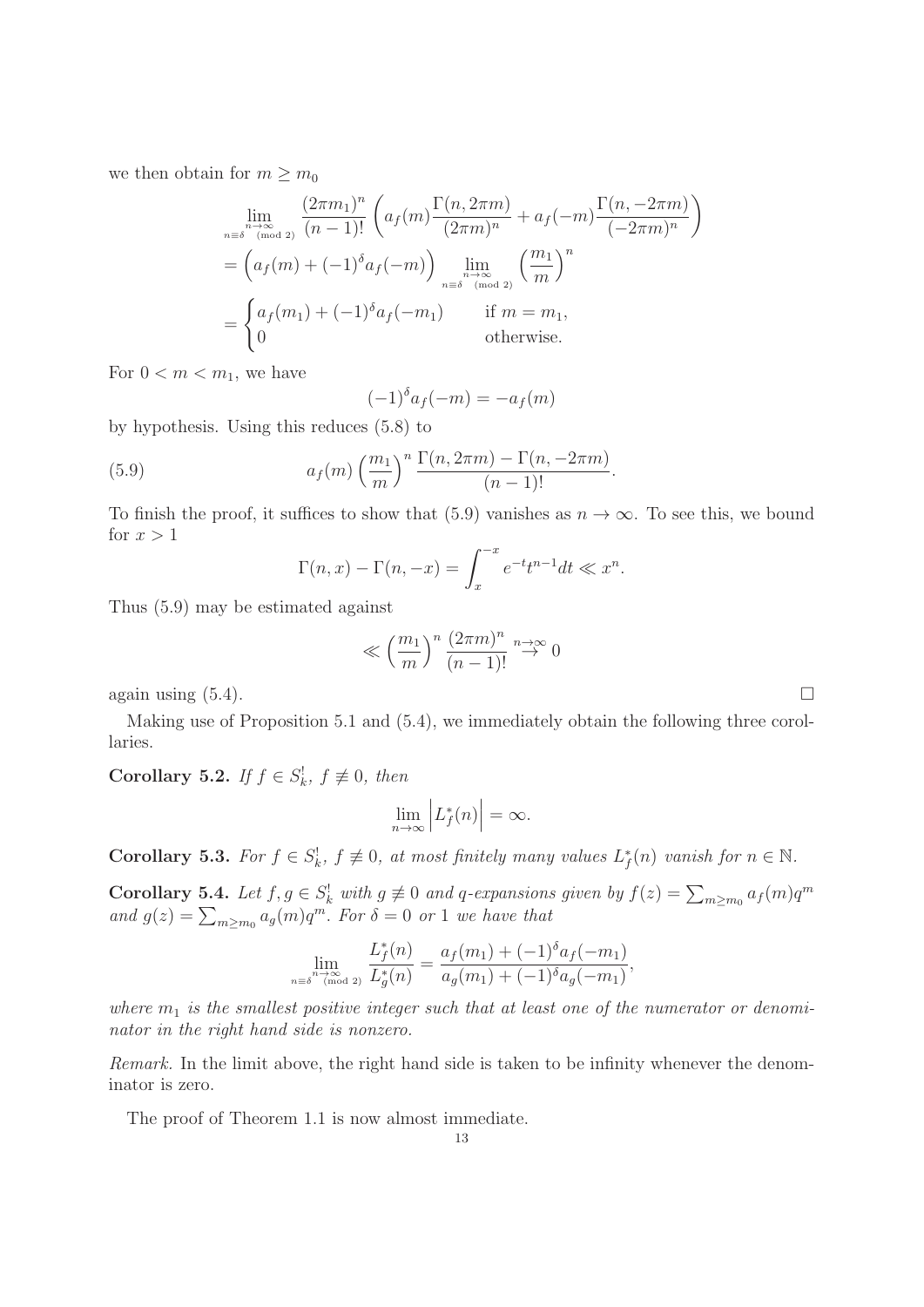we then obtain for $m \geq m_0$

$$
\begin{aligned}
&\lim_{\substack{n\to\infty \\ n\equiv\delta \pmod 2}} \frac{(2\pi m_1)^n}{(n-1)!}\left(a_f(m)\frac{\Gamma(n,2\pi m)}{(2\pi m)^n} + a_f(-m)\frac{\Gamma(n,-2\pi m)}{(-2\pi m)^n}\right) \\
&= \left(a_f(m) + (-1)^\delta a_f(-m)\right) \lim_{\substack{n\to\infty \\ n\equiv\delta \pmod 2}} \left(\frac{m_1}{m}\right)^n \\
&= \begin{cases} a_f(m_1) + (-1)^\delta a_f(-m_1) & \text{if } m = m_1, \\ 0 & \text{otherwise.} \end{cases}
\end{aligned}
$$

For $0 < m < m_1$, we have

$$(-1)^\delta a_f(-m) = -a_f(m)$$

by hypothesis. Using this reduces (5.8) to

$$a_f(m)\left(\frac{m_1}{m}\right)^n \frac{\Gamma(n,2\pi m) - \Gamma(n,-2\pi m)}{(n-1)!}. \tag{5.9}$$

To finish the proof, it suffices to show that (5.9) vanishes as $n \to \infty$. To see this, we bound for $x > 1$

$$\Gamma(n,x) - \Gamma(n,-x) = \int_x^{-x} e^{-t}t^{n-1}dt \ll x^n.$$

Thus (5.9) may be estimated against

$$\ll \left(\frac{m_1}{m}\right)^n \frac{(2\pi m)^n}{(n-1)!} \overset{n\to\infty}{\to} 0$$

again using (5.4). $\square$

Making use of Proposition 5.1 and (5.4), we immediately obtain the following three corollaries.

**Corollary 5.2.** *If $f \in S_k^!$, $f \not\equiv 0$, then*

$$\lim_{n\to\infty} \left|L_f^*(n)\right| = \infty.$$

**Corollary 5.3.** *For $f \in S_k^!$, $f \not\equiv 0$, at most finitely many values $L_f^*(n)$ vanish for $n \in \mathbb{N}$.*

**Corollary 5.4.** *Let $f, g \in S_k^!$ with $g \not\equiv 0$ and $q$-expansions given by $f(z) = \sum_{m\geq m_0} a_f(m)q^m$ and $g(z) = \sum_{m\geq m_0} a_g(m)q^m$. For $\delta = 0$ or $1$ we have that*

$$\lim_{\substack{n\to\infty \\ n\equiv\delta \pmod 2}} \frac{L_f^*(n)}{L_g^*(n)} = \frac{a_f(m_1) + (-1)^\delta a_f(-m_1)}{a_g(m_1) + (-1)^\delta a_g(-m_1)},$$

*where $m_1$ is the smallest positive integer such that at least one of the numerator or denominator in the right hand side is nonzero.*

*Remark.* In the limit above, the right hand side is taken to be infinity whenever the denominator is zero.

The proof of Theorem 1.1 is now almost immediate.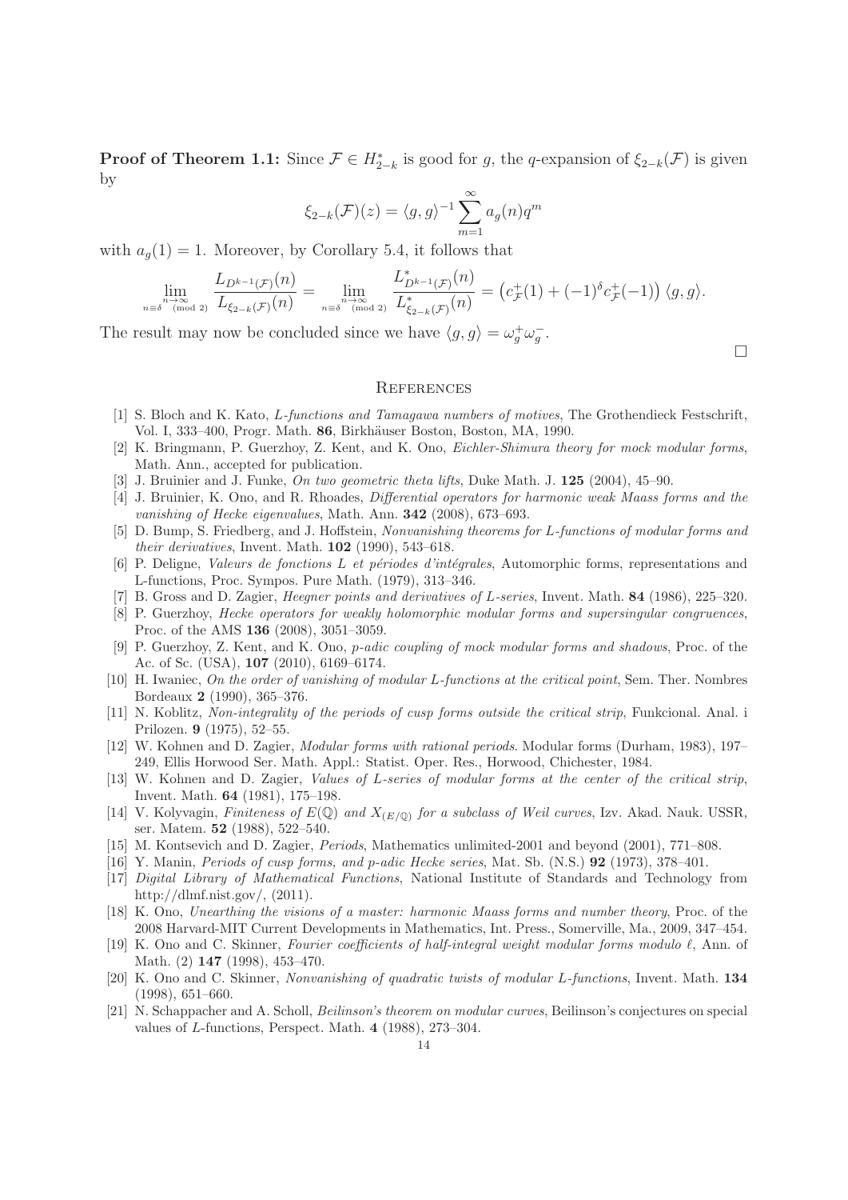**Proof of Theorem 1.1:** Since $\mathcal{F} \in H^*_{2-k}$ is good for $g$, the $q$-expansion of $\xi_{2-k}(\mathcal{F})$ is given by

$$\xi_{2-k}(\mathcal{F})(z) = \langle g, g\rangle^{-1} \sum_{m=1}^{\infty} a_g(n) q^m$$

with $a_g(1) = 1$. Moreover, by Corollary 5.4, it follows that

$$\lim_{\substack{n\to\infty \\ n\equiv\delta \pmod 2}} \frac{L_{D^{k-1}(\mathcal{F})}(n)}{L_{\xi_{2-k}(\mathcal{F})}(n)} = \lim_{\substack{n\to\infty \\ n\equiv\delta \pmod 2}} \frac{L^*_{D^{k-1}(\mathcal{F})}(n)}{L^*_{\xi_{2-k}(\mathcal{F})}(n)} = \left(c^+_{\mathcal{F}}(1) + (-1)^\delta c^+_{\mathcal{F}}(-1)\right) \langle g, g\rangle.$$

The result may now be concluded since we have $\langle g, g\rangle = \omega_g^+ \omega_g^-$.

$\square$

## References

[1] S. Bloch and K. Kato, *L-functions and Tamagawa numbers of motives*, The Grothendieck Festschrift, Vol. I, 333–400, Progr. Math. **86**, Birkhäuser Boston, Boston, MA, 1990.

[2] K. Bringmann, P. Guerzhoy, Z. Kent, and K. Ono, *Eichler-Shimura theory for mock modular forms*, Math. Ann., accepted for publication.

[3] J. Bruinier and J. Funke, *On two geometric theta lifts*, Duke Math. J. **125** (2004), 45–90.

[4] J. Bruinier, K. Ono, and R. Rhoades, *Differential operators for harmonic weak Maass forms and the vanishing of Hecke eigenvalues*, Math. Ann. **342** (2008), 673–693.

[5] D. Bump, S. Friedberg, and J. Hoffstein, *Nonvanishing theorems for L-functions of modular forms and their derivatives*, Invent. Math. **102** (1990), 543–618.

[6] P. Deligne, *Valeurs de fonctions L et périodes d'intégrales*, Automorphic forms, representations and L-functions, Proc. Sympos. Pure Math. (1979), 313–346.

[7] B. Gross and D. Zagier, *Heegner points and derivatives of L-series*, Invent. Math. **84** (1986), 225–320.

[8] P. Guerzhoy, *Hecke operators for weakly holomorphic modular forms and supersingular congruences*, Proc. of the AMS **136** (2008), 3051–3059.

[9] P. Guerzhoy, Z. Kent, and K. Ono, *p-adic coupling of mock modular forms and shadows*, Proc. of the Ac. of Sc. (USA), **107** (2010), 6169–6174.

[10] H. Iwaniec, *On the order of vanishing of modular L-functions at the critical point*, Sem. Ther. Nombres Bordeaux **2** (1990), 365–376.

[11] N. Koblitz, *Non-integrality of the periods of cusp forms outside the critical strip*, Funkcional. Anal. i Prilozen. **9** (1975), 52–55.

[12] W. Kohnen and D. Zagier, *Modular forms with rational periods*. Modular forms (Durham, 1983), 197–249, Ellis Horwood Ser. Math. Appl.: Statist. Oper. Res., Horwood, Chichester, 1984.

[13] W. Kohnen and D. Zagier, *Values of L-series of modular forms at the center of the critical strip*, Invent. Math. **64** (1981), 175–198.

[14] V. Kolyvagin, *Finiteness of $E(\mathbb{Q})$ and $X_{(E/\mathbb{Q})}$ for a subclass of Weil curves*, Izv. Akad. Nauk. USSR, ser. Matem. **52** (1988), 522–540.

[15] M. Kontsevich and D. Zagier, *Periods*, Mathematics unlimited-2001 and beyond (2001), 771–808.

[16] Y. Manin, *Periods of cusp forms, and p-adic Hecke series*, Mat. Sb. (N.S.) **92** (1973), 378–401.

[17] *Digital Library of Mathematical Functions*, National Institute of Standards and Technology from http://dlmf.nist.gov/, (2011).

[18] K. Ono, *Unearthing the visions of a master: harmonic Maass forms and number theory*, Proc. of the 2008 Harvard-MIT Current Developments in Mathematics, Int. Press., Somerville, Ma., 2009, 347–454.

[19] K. Ono and C. Skinner, *Fourier coefficients of half-integral weight modular forms modulo ℓ*, Ann. of Math. (2) **147** (1998), 453–470.

[20] K. Ono and C. Skinner, *Nonvanishing of quadratic twists of modular L-functions*, Invent. Math. **134** (1998), 651–660.

[21] N. Schappacher and A. Scholl, *Beilinson's theorem on modular curves*, Beilinson's conjectures on special values of L-functions, Perspect. Math. **4** (1988), 273–304.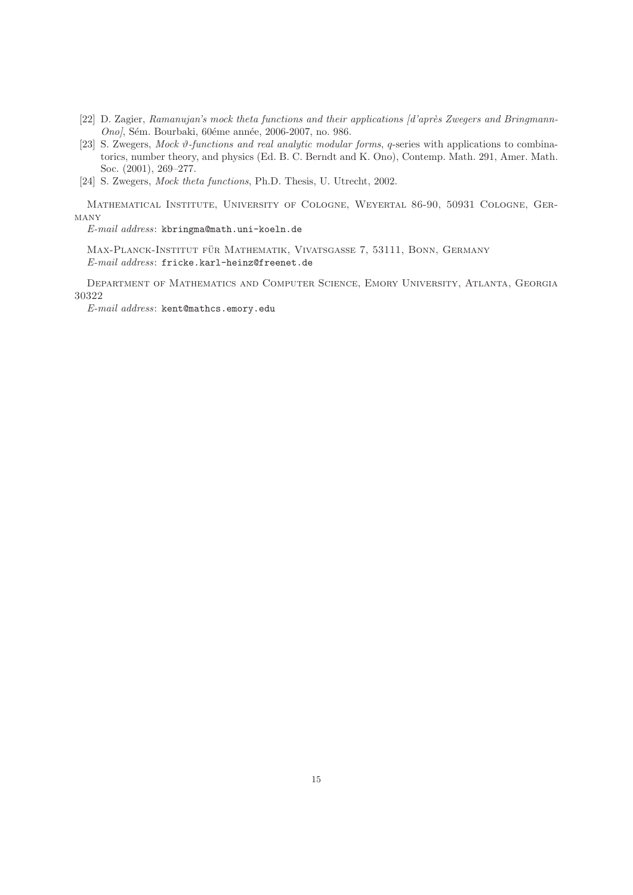[22] D. Zagier, *Ramanujan's mock theta functions and their applications [d'après Zwegers and Bringmann-Ono]*, Sém. Bourbaki, 60éme année, 2006-2007, no. 986.

[23] S. Zwegers, *Mock $\vartheta$-functions and real analytic modular forms*, $q$-series with applications to combinatorics, number theory, and physics (Ed. B. C. Berndt and K. Ono), Contemp. Math. 291, Amer. Math. Soc. (2001), 269–277.

[24] S. Zwegers, *Mock theta functions*, Ph.D. Thesis, U. Utrecht, 2002.

Mathematical Institute, University of Cologne, Weyertal 86-90, 50931 Cologne, Germany

*E-mail address*: kbringma@math.uni-koeln.de

Max-Planck-Institut für Mathematik, Vivatsgasse 7, 53111, Bonn, Germany

*E-mail address*: fricke.karl-heinz@freenet.de

Department of Mathematics and Computer Science, Emory University, Atlanta, Georgia 30322

*E-mail address*: kent@mathcs.emory.edu